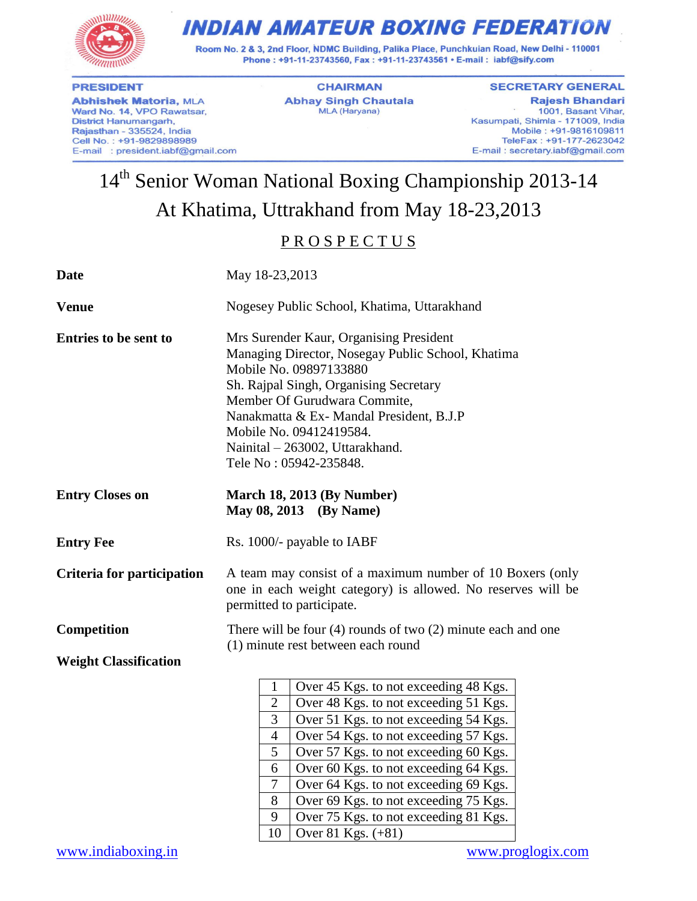# INDIAN AMATEUR BOXING FEDERATION

Room No. 2 & 3, 2nd Floor, NDMC Building, Palika Place, Punchkuian Road, New Delhi - 110001
Phone : +91-11-23743560, Fax : +91-11-23743561 • E-mail : iabf@sify.com

**PRESIDENT**
**Abhishek Matoria,** MLA
Ward No. 14, VPO Rawatsar,
District Hanumangarh,
Rajasthan - 335524, India
Cell No. : +91-9829898989
E-mail : president.iabf@gmail.com

**CHAIRMAN**
**Abhay Singh Chautala**
MLA (Haryana)

**SECRETARY GENERAL**
**Rajesh Bhandari**
1001, Basant Vihar,
Kasumpati, Shimla - 171009, India
Mobile : +91-9816109811
TeleFax : +91-177-2623042
E-mail : secretary.iabf@gmail.com

# 14th Senior Woman National Boxing Championship 2013-14
# At Khatima, Uttrakhand from May 18-23,2013

## PROSPECTUS

**Date** May 18-23,2013

**Venue** Nogesey Public School, Khatima, Uttarakhand

**Entries to be sent to**
Mrs Surender Kaur, Organising President
Managing Director, Nosegay Public School, Khatima
Mobile No. 09897133880
Sh. Rajpal Singh, Organising Secretary
Member Of Gurudwara Commite,
Nanakmatta & Ex- Mandal President, B.J.P
Mobile No. 09412419584.
Nainital – 263002, Uttarakhand.
Tele No : 05942-235848.

**Entry Closes on**
**March 18, 2013 (By Number)**
**May 08, 2013 (By Name)**

**Entry Fee** Rs. 1000/- payable to IABF

**Criteria for participation** A team may consist of a maximum number of 10 Boxers (only one in each weight category) is allowed. No reserves will be permitted to participate.

**Competition** There will be four (4) rounds of two (2) minute each and one (1) minute rest between each round

**Weight Classification**

| | |
|---|---|
| 1 | Over 45 Kgs. to not exceeding 48 Kgs. |
| 2 | Over 48 Kgs. to not exceeding 51 Kgs. |
| 3 | Over 51 Kgs. to not exceeding 54 Kgs. |
| 4 | Over 54 Kgs. to not exceeding 57 Kgs. |
| 5 | Over 57 Kgs. to not exceeding 60 Kgs. |
| 6 | Over 60 Kgs. to not exceeding 64 Kgs. |
| 7 | Over 64 Kgs. to not exceeding 69 Kgs. |
| 8 | Over 69 Kgs. to not exceeding 75 Kgs. |
| 9 | Over 75 Kgs. to not exceeding 81 Kgs. |
| 10 | Over 81 Kgs. (+81) |

www.indiaboxing.in www.proglogix.com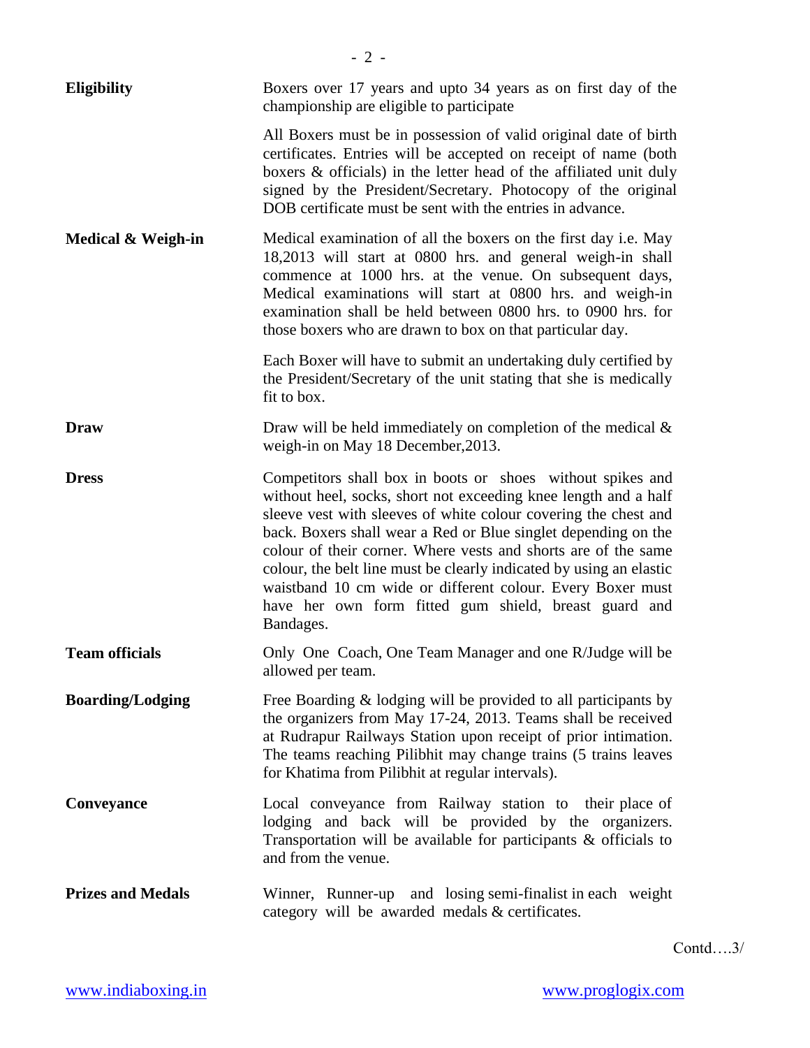| | |
|---|---|
| **Eligibility** | Boxers over 17 years and upto 34 years as on first day of the championship are eligible to participate |
| | All Boxers must be in possession of valid original date of birth certificates. Entries will be accepted on receipt of name (both boxers & officials) in the letter head of the affiliated unit duly signed by the President/Secretary. Photocopy of the original DOB certificate must be sent with the entries in advance. |
| **Medical & Weigh-in** | Medical examination of all the boxers on the first day i.e. May 18,2013 will start at 0800 hrs. and general weigh-in shall commence at 1000 hrs. at the venue. On subsequent days, Medical examinations will start at 0800 hrs. and weigh-in examination shall be held between 0800 hrs. to 0900 hrs. for those boxers who are drawn to box on that particular day. |
| | Each Boxer will have to submit an undertaking duly certified by the President/Secretary of the unit stating that she is medically fit to box. |
| **Draw** | Draw will be held immediately on completion of the medical & weigh-in on May 18 December,2013. |
| **Dress** | Competitors shall box in boots or shoes without spikes and without heel, socks, short not exceeding knee length and a half sleeve vest with sleeves of white colour covering the chest and back. Boxers shall wear a Red or Blue singlet depending on the colour of their corner. Where vests and shorts are of the same colour, the belt line must be clearly indicated by using an elastic waistband 10 cm wide or different colour. Every Boxer must have her own form fitted gum shield, breast guard and Bandages. |
| **Team officials** | Only One Coach, One Team Manager and one R/Judge will be allowed per team. |
| **Boarding/Lodging** | Free Boarding & lodging will be provided to all participants by the organizers from May 17-24, 2013. Teams shall be received at Rudrapur Railways Station upon receipt of prior intimation. The teams reaching Pilibhit may change trains (5 trains leaves for Khatima from Pilibhit at regular intervals). |
| **Conveyance** | Local conveyance from Railway station to their place of lodging and back will be provided by the organizers. Transportation will be available for participants & officials to and from the venue. |
| **Prizes and Medals** | Winner, Runner-up and losing semi-finalist in each weight category will be awarded medals & certificates. |

Contd….3/

www.indiaboxing.in www.proglogix.com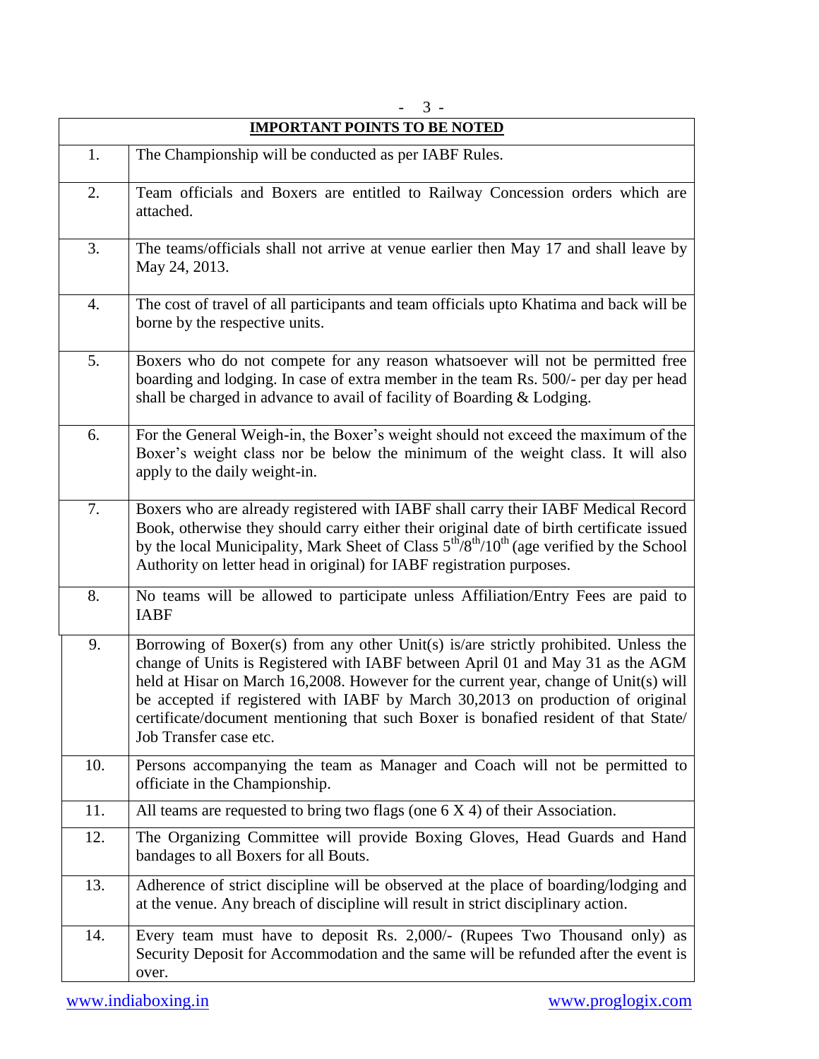| IMPORTANT POINTS TO BE NOTED | |
|---|---|
| 1. | The Championship will be conducted as per IABF Rules. |
| 2. | Team officials and Boxers are entitled to Railway Concession orders which are attached. |
| 3. | The teams/officials shall not arrive at venue earlier then May 17 and shall leave by May 24, 2013. |
| 4. | The cost of travel of all participants and team officials upto Khatima and back will be borne by the respective units. |
| 5. | Boxers who do not compete for any reason whatsoever will not be permitted free boarding and lodging. In case of extra member in the team Rs. 500/- per day per head shall be charged in advance to avail of facility of Boarding & Lodging. |
| 6. | For the General Weigh-in, the Boxer's weight should not exceed the maximum of the Boxer's weight class nor be below the minimum of the weight class. It will also apply to the daily weight-in. |
| 7. | Boxers who are already registered with IABF shall carry their IABF Medical Record Book, otherwise they should carry either their original date of birth certificate issued by the local Municipality, Mark Sheet of Class 5th/8th/10th (age verified by the School Authority on letter head in original) for IABF registration purposes. |
| 8. | No teams will be allowed to participate unless Affiliation/Entry Fees are paid to IABF |
| 9. | Borrowing of Boxer(s) from any other Unit(s) is/are strictly prohibited. Unless the change of Units is Registered with IABF between April 01 and May 31 as the AGM held at Hisar on March 16,2008. However for the current year, change of Unit(s) will be accepted if registered with IABF by March 30,2013 on production of original certificate/document mentioning that such Boxer is bonafied resident of that State/ Job Transfer case etc. |
| 10. | Persons accompanying the team as Manager and Coach will not be permitted to officiate in the Championship. |
| 11. | All teams are requested to bring two flags (one 6 X 4) of their Association. |
| 12. | The Organizing Committee will provide Boxing Gloves, Head Guards and Hand bandages to all Boxers for all Bouts. |
| 13. | Adherence of strict discipline will be observed at the place of boarding/lodging and at the venue. Any breach of discipline will result in strict disciplinary action. |
| 14. | Every team must have to deposit Rs. 2,000/- (Rupees Two Thousand only) as Security Deposit for Accommodation and the same will be refunded after the event is over. |

www.indiaboxing.in www.proglogix.com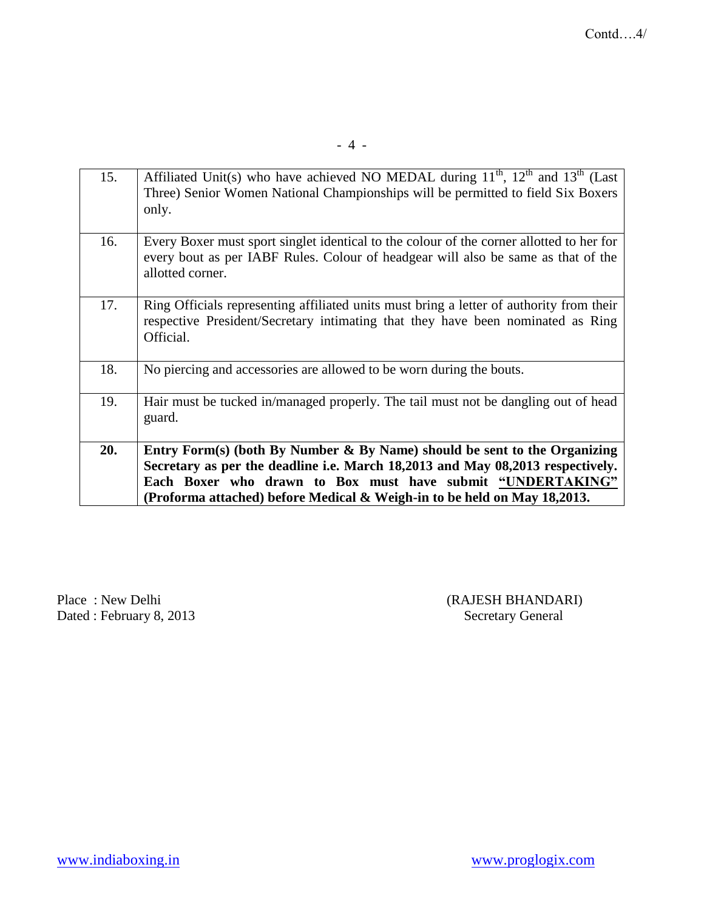| | |
|---|---|
| 15. | Affiliated Unit(s) who have achieved NO MEDAL during 11th, 12th and 13th (Last Three) Senior Women National Championships will be permitted to field Six Boxers only. |
| 16. | Every Boxer must sport singlet identical to the colour of the corner allotted to her for every bout as per IABF Rules. Colour of headgear will also be same as that of the allotted corner. |
| 17. | Ring Officials representing affiliated units must bring a letter of authority from their respective President/Secretary intimating that they have been nominated as Ring Official. |
| 18. | No piercing and accessories are allowed to be worn during the bouts. |
| 19. | Hair must be tucked in/managed properly. The tail must not be dangling out of head guard. |
| **20.** | **Entry Form(s) (both By Number & By Name) should be sent to the Organizing Secretary as per the deadline i.e. March 18,2013 and May 08,2013 respectively. Each Boxer who drawn to Box must have submit "UNDERTAKING" (Proforma attached) before Medical & Weigh-in to be held on May 18,2013.** |

Place : New Delhi
Dated : February 8, 2013

(RAJESH BHANDARI)
Secretary General

www.indiaboxing.in www.proglogix.com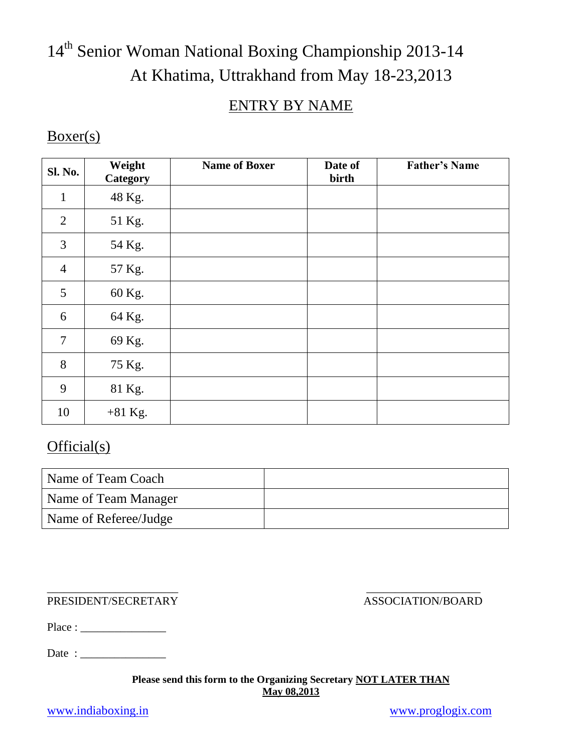# $14^{th}$ Senior Woman National Boxing Championship 2013-14
# At Khatima, Uttrakhand from May 18-23,2013

## ENTRY BY NAME

### Boxer(s)

| Sl. No. | Weight Category | Name of Boxer | Date of birth | Father's Name |
|---|---|---|---|---|
| 1 | 48 Kg. | | | |
| 2 | 51 Kg. | | | |
| 3 | 54 Kg. | | | |
| 4 | 57 Kg. | | | |
| 5 | 60 Kg. | | | |
| 6 | 64 Kg. | | | |
| 7 | 69 Kg. | | | |
| 8 | 75 Kg. | | | |
| 9 | 81 Kg. | | | |
| 10 | +81 Kg. | | | |

### Official(s)

| | |
|---|---|
| Name of Team Coach | |
| Name of Team Manager | |
| Name of Referee/Judge | |

______________________ ______________________

PRESIDENT/SECRETARY ASSOCIATION/BOARD

Place : _______________

Date : _______________

**Please send this form to the Organizing Secretary NOT LATER THAN May 08,2013**

www.indiaboxing.in www.proglogix.com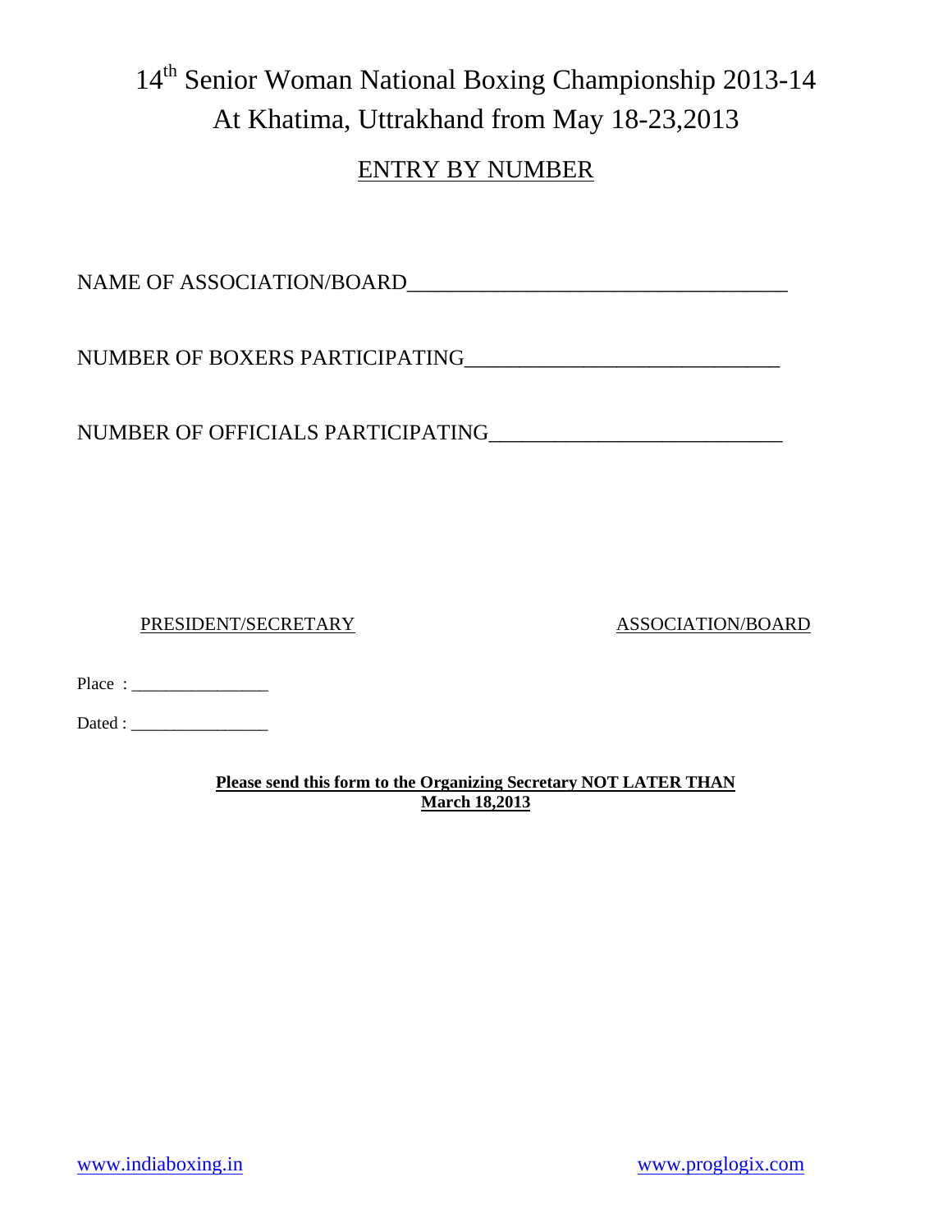# 14th Senior Woman National Boxing Championship 2013-14
# At Khatima, Uttrakhand from May 18-23,2013

## ENTRY BY NUMBER

NAME OF ASSOCIATION/BOARD___________________________________

NUMBER OF BOXERS PARTICIPATING_____________________________

NUMBER OF OFFICIALS PARTICIPATING___________________________

PRESIDENT/SECRETARY                                    ASSOCIATION/BOARD

Place : _______________

Dated : _______________

**Please send this form to the Organizing Secretary NOT LATER THAN March 18,2013**

www.indiaboxing.in                                    www.proglogix.com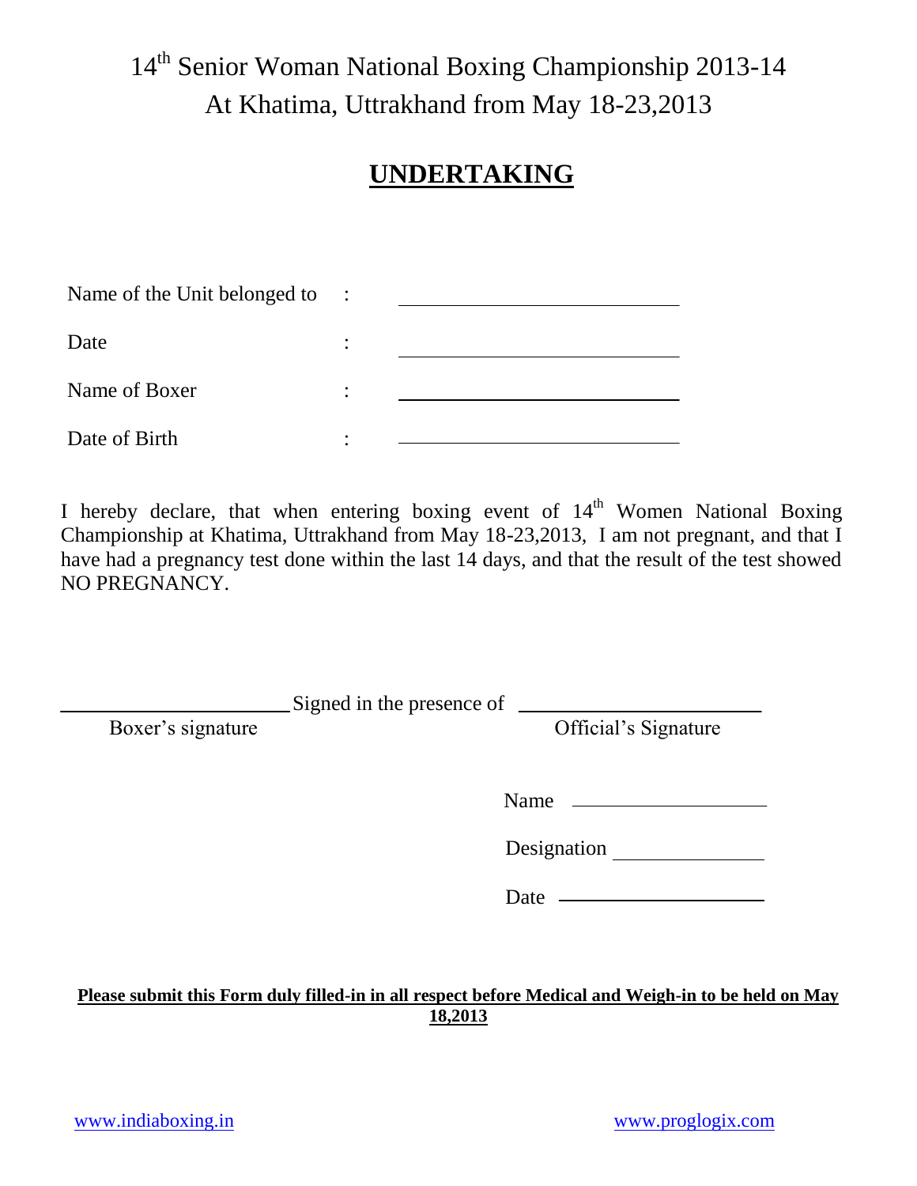14th Senior Woman National Boxing Championship 2013-14
At Khatima, Uttrakhand from May 18-23,2013

# UNDERTAKING

Name of the Unit belonged to : ______________________

Date : ______________________

Name of Boxer : ______________________

Date of Birth : ______________________

I hereby declare, that when entering boxing event of 14th Women National Boxing Championship at Khatima, Uttrakhand from May 18-23,2013, I am not pregnant, and that I have had a pregnancy test done within the last 14 days, and that the result of the test showed NO PREGNANCY.

______________________ Signed in the presence of ______________________
Boxer's signature Official's Signature

Name ______________________

Designation ______________________

Date ______________________

**Please submit this Form duly filled-in in all respect before Medical and Weigh-in to be held on May 18,2013**

www.indiaboxing.in www.proglogix.com